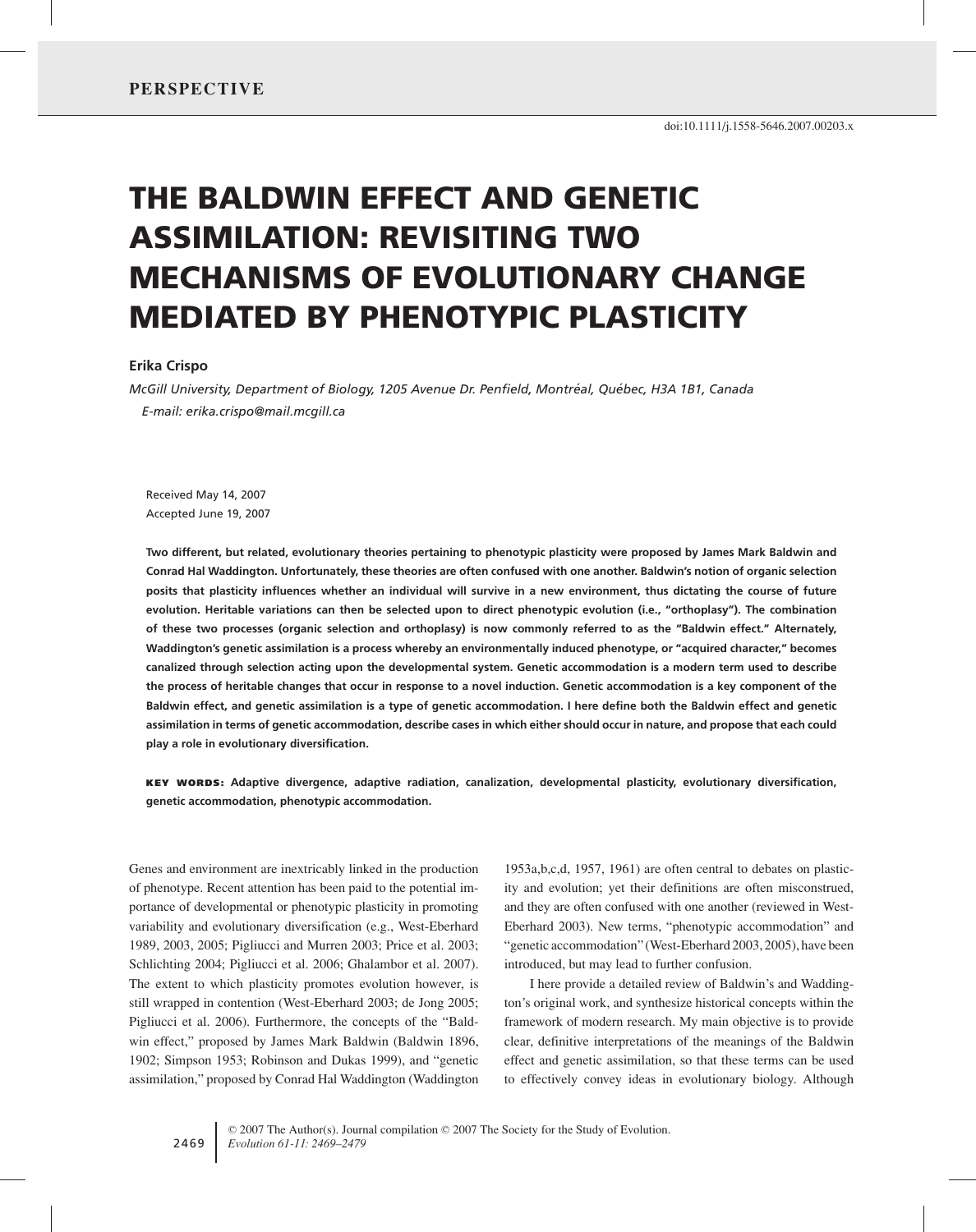PERSPECTIVE

doi:10.1111/j.1558-5646.2007.00203.x

# THE BALDWIN EFFECT AND GENETIC ASSIMILATION: REVISITING TWO MECHANISMS OF EVOLUTIONARY CHANGE MEDIATED BY PHENOTYPIC PLASTICITY

**Erika Crispo**

*McGill University, Department of Biology, 1205 Avenue Dr. Penfield, Montréal, Québec, H3A 1B1, Canada*

*E-mail: erika.crispo@mail.mcgill.ca*

Received May 14, 2007
Accepted June 19, 2007

**Two different, but related, evolutionary theories pertaining to phenotypic plasticity were proposed by James Mark Baldwin and Conrad Hal Waddington. Unfortunately, these theories are often confused with one another. Baldwin's notion of organic selection posits that plasticity influences whether an individual will survive in a new environment, thus dictating the course of future evolution. Heritable variations can then be selected upon to direct phenotypic evolution (i.e., "orthoplasy"). The combination of these two processes (organic selection and orthoplasy) is now commonly referred to as the "Baldwin effect." Alternately, Waddington's genetic assimilation is a process whereby an environmentally induced phenotype, or "acquired character," becomes canalized through selection acting upon the developmental system. Genetic accommodation is a modern term used to describe the process of heritable changes that occur in response to a novel induction. Genetic accommodation is a key component of the Baldwin effect, and genetic assimilation is a type of genetic accommodation. I here define both the Baldwin effect and genetic assimilation in terms of genetic accommodation, describe cases in which either should occur in nature, and propose that each could play a role in evolutionary diversification.**

**KEY WORDS: Adaptive divergence, adaptive radiation, canalization, developmental plasticity, evolutionary diversification, genetic accommodation, phenotypic accommodation.**

Genes and environment are inextricably linked in the production of phenotype. Recent attention has been paid to the potential importance of developmental or phenotypic plasticity in promoting variability and evolutionary diversification (e.g., West-Eberhard 1989, 2003, 2005; Pigliucci and Murren 2003; Price et al. 2003; Schlichting 2004; Pigliucci et al. 2006; Ghalambor et al. 2007). The extent to which plasticity promotes evolution however, is still wrapped in contention (West-Eberhard 2003; de Jong 2005; Pigliucci et al. 2006). Furthermore, the concepts of the "Baldwin effect," proposed by James Mark Baldwin (Baldwin 1896, 1902; Simpson 1953; Robinson and Dukas 1999), and "genetic assimilation," proposed by Conrad Hal Waddington (Waddington 1953a,b,c,d, 1957, 1961) are often central to debates on plasticity and evolution; yet their definitions are often misconstrued, and they are often confused with one another (reviewed in West-Eberhard 2003). New terms, "phenotypic accommodation" and "genetic accommodation" (West-Eberhard 2003, 2005), have been introduced, but may lead to further confusion.

I here provide a detailed review of Baldwin's and Waddington's original work, and synthesize historical concepts within the framework of modern research. My main objective is to provide clear, definitive interpretations of the meanings of the Baldwin effect and genetic assimilation, so that these terms can be used to effectively convey ideas in evolutionary biology. Although

© 2007 The Author(s). Journal compilation © 2007 The Society for the Study of Evolution.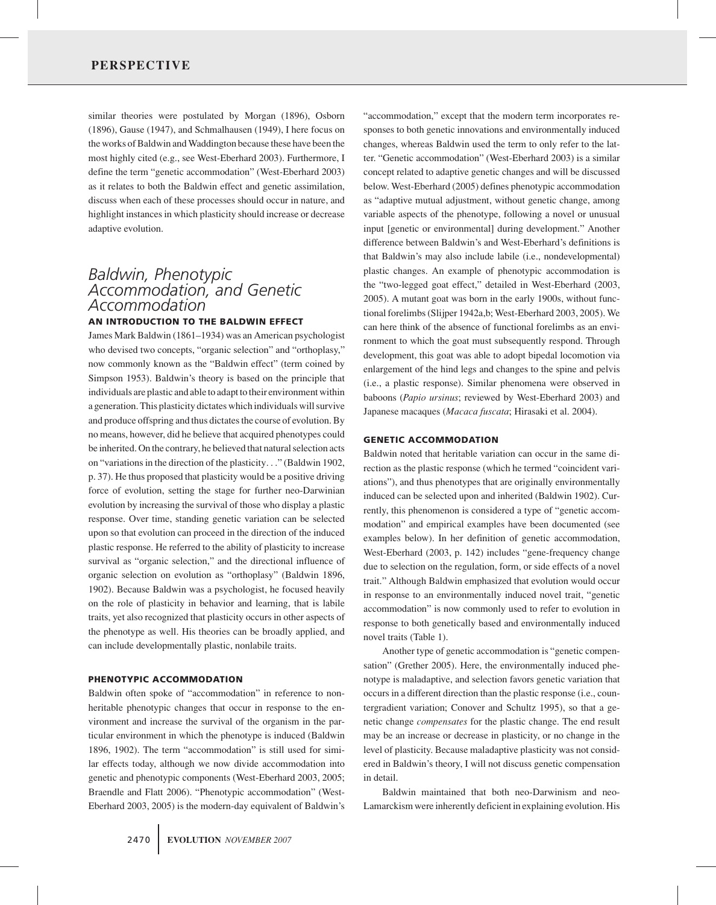similar theories were postulated by Morgan (1896), Osborn (1896), Gause (1947), and Schmalhausen (1949), I here focus on the works of Baldwin and Waddington because these have been the most highly cited (e.g., see West-Eberhard 2003). Furthermore, I define the term "genetic accommodation" (West-Eberhard 2003) as it relates to both the Baldwin effect and genetic assimilation, discuss when each of these processes should occur in nature, and highlight instances in which plasticity should increase or decrease adaptive evolution.

## Baldwin, Phenotypic Accommodation, and Genetic Accommodation

### AN INTRODUCTION TO THE BALDWIN EFFECT

James Mark Baldwin (1861–1934) was an American psychologist who devised two concepts, "organic selection" and "orthoplasy," now commonly known as the "Baldwin effect" (term coined by Simpson 1953). Baldwin's theory is based on the principle that individuals are plastic and able to adapt to their environment within a generation. This plasticity dictates which individuals will survive and produce offspring and thus dictates the course of evolution. By no means, however, did he believe that acquired phenotypes could be inherited. On the contrary, he believed that natural selection acts on "variations in the direction of the plasticity. . ." (Baldwin 1902, p. 37). He thus proposed that plasticity would be a positive driving force of evolution, setting the stage for further neo-Darwinian evolution by increasing the survival of those who display a plastic response. Over time, standing genetic variation can be selected upon so that evolution can proceed in the direction of the induced plastic response. He referred to the ability of plasticity to increase survival as "organic selection," and the directional influence of organic selection on evolution as "orthoplasy" (Baldwin 1896, 1902). Because Baldwin was a psychologist, he focused heavily on the role of plasticity in behavior and learning, that is labile traits, yet also recognized that plasticity occurs in other aspects of the phenotype as well. His theories can be broadly applied, and can include developmentally plastic, nonlabile traits.

### PHENOTYPIC ACCOMMODATION

Baldwin often spoke of "accommodation" in reference to nonheritable phenotypic changes that occur in response to the environment and increase the survival of the organism in the particular environment in which the phenotype is induced (Baldwin 1896, 1902). The term "accommodation" is still used for similar effects today, although we now divide accommodation into genetic and phenotypic components (West-Eberhard 2003, 2005; Braendle and Flatt 2006). "Phenotypic accommodation" (West-Eberhard 2003, 2005) is the modern-day equivalent of Baldwin's "accommodation," except that the modern term incorporates responses to both genetic innovations and environmentally induced changes, whereas Baldwin used the term to only refer to the latter. "Genetic accommodation" (West-Eberhard 2003) is a similar concept related to adaptive genetic changes and will be discussed below. West-Eberhard (2005) defines phenotypic accommodation as "adaptive mutual adjustment, without genetic change, among variable aspects of the phenotype, following a novel or unusual input [genetic or environmental] during development." Another difference between Baldwin's and West-Eberhard's definitions is that Baldwin's may also include labile (i.e., nondevelopmental) plastic changes. An example of phenotypic accommodation is the "two-legged goat effect," detailed in West-Eberhard (2003, 2005). A mutant goat was born in the early 1900s, without functional forelimbs (Slijper 1942a,b; West-Eberhard 2003, 2005). We can here think of the absence of functional forelimbs as an environment to which the goat must subsequently respond. Through development, this goat was able to adopt bipedal locomotion via enlargement of the hind legs and changes to the spine and pelvis (i.e., a plastic response). Similar phenomena were observed in baboons (*Papio ursinus*; reviewed by West-Eberhard 2003) and Japanese macaques (*Macaca fuscata*; Hirasaki et al. 2004).

### GENETIC ACCOMMODATION

Baldwin noted that heritable variation can occur in the same direction as the plastic response (which he termed "coincident variations"), and thus phenotypes that are originally environmentally induced can be selected upon and inherited (Baldwin 1902). Currently, this phenomenon is considered a type of "genetic accommodation" and empirical examples have been documented (see examples below). In her definition of genetic accommodation, West-Eberhard (2003, p. 142) includes "gene-frequency change due to selection on the regulation, form, or side effects of a novel trait." Although Baldwin emphasized that evolution would occur in response to an environmentally induced novel trait, "genetic accommodation" is now commonly used to refer to evolution in response to both genetically based and environmentally induced novel traits (Table 1).

Another type of genetic accommodation is "genetic compensation" (Grether 2005). Here, the environmentally induced phenotype is maladaptive, and selection favors genetic variation that occurs in a different direction than the plastic response (i.e., countergradient variation; Conover and Schultz 1995), so that a genetic change *compensates* for the plastic change. The end result may be an increase or decrease in plasticity, or no change in the level of plasticity. Because maladaptive plasticity was not considered in Baldwin's theory, I will not discuss genetic compensation in detail.

Baldwin maintained that both neo-Darwinism and neo-Lamarckism were inherently deficient in explaining evolution. His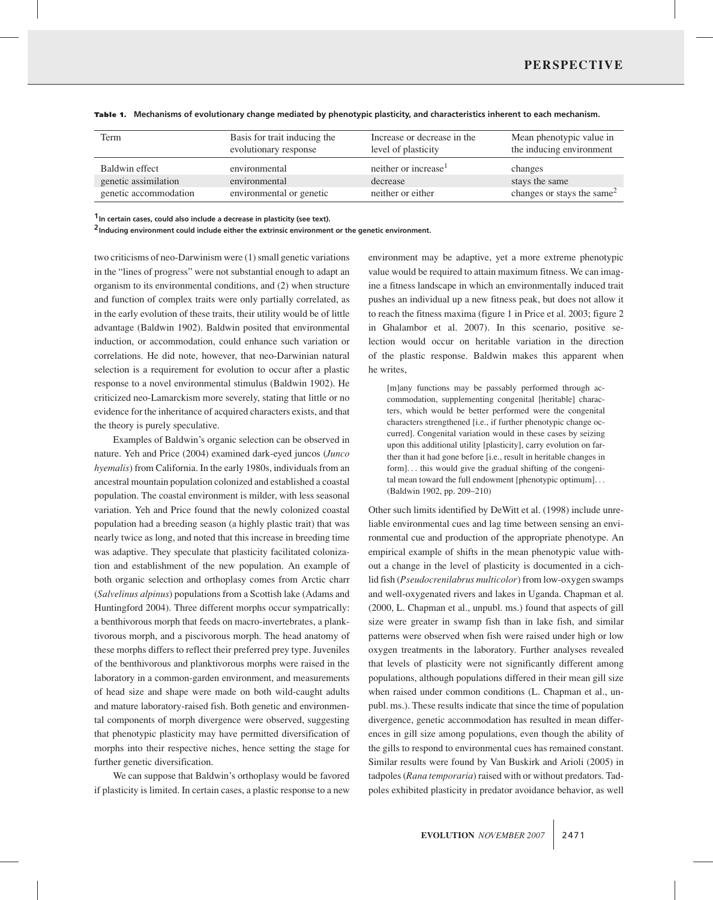**Table 1.** Mechanisms of evolutionary change mediated by phenotypic plasticity, and characteristics inherent to each mechanism.

| Term | Basis for trait inducing the evolutionary response | Increase or decrease in the level of plasticity | Mean phenotypic value in the inducing environment |
|---|---|---|---|
| Baldwin effect | environmental | neither or increase[1] | changes |
| genetic assimilation | environmental | decrease | stays the same |
| genetic accommodation | environmental or genetic | neither or either | changes or stays the same[2] |

[1] In certain cases, could also include a decrease in plasticity (see text).

[2] Inducing environment could include either the extrinsic environment or the genetic environment.

two criticisms of neo-Darwinism were (1) small genetic variations in the "lines of progress" were not substantial enough to adapt an organism to its environmental conditions, and (2) when structure and function of complex traits were only partially correlated, as in the early evolution of these traits, their utility would be of little advantage (Baldwin 1902). Baldwin posited that environmental induction, or accommodation, could enhance such variation or correlations. He did note, however, that neo-Darwinian natural selection is a requirement for evolution to occur after a plastic response to a novel environmental stimulus (Baldwin 1902). He criticized neo-Lamarckism more severely, stating that little or no evidence for the inheritance of acquired characters exists, and that the theory is purely speculative.

Examples of Baldwin's organic selection can be observed in nature. Yeh and Price (2004) examined dark-eyed juncos (*Junco hyemalis*) from California. In the early 1980s, individuals from an ancestral mountain population colonized and established a coastal population. The coastal environment is milder, with less seasonal variation. Yeh and Price found that the newly colonized coastal population had a breeding season (a highly plastic trait) that was nearly twice as long, and noted that this increase in breeding time was adaptive. They speculate that plasticity facilitated colonization and establishment of the new population. An example of both organic selection and orthoplasy comes from Arctic charr (*Salvelinus alpinus*) populations from a Scottish lake (Adams and Huntingford 2004). Three different morphs occur sympatrically: a benthivorous morph that feeds on macro-invertebrates, a planktivorous morph, and a piscivorous morph. The head anatomy of these morphs differs to reflect their preferred prey type. Juveniles of the benthivorous and planktivorous morphs were raised in the laboratory in a common-garden environment, and measurements of head size and shape were made on both wild-caught adults and mature laboratory-raised fish. Both genetic and environmental components of morph divergence were observed, suggesting that phenotypic plasticity may have permitted diversification of morphs into their respective niches, hence setting the stage for further genetic diversification.

We can suppose that Baldwin's orthoplasy would be favored if plasticity is limited. In certain cases, a plastic response to a new environment may be adaptive, yet a more extreme phenotypic value would be required to attain maximum fitness. We can imagine a fitness landscape in which an environmentally induced trait pushes an individual up a new fitness peak, but does not allow it to reach the fitness maxima (figure 1 in Price et al. 2003; figure 2 in Ghalambor et al. 2007). In this scenario, positive selection would occur on heritable variation in the direction of the plastic response. Baldwin makes this apparent when he writes,

> [m]any functions may be passably performed through accommodation, supplementing congenital [heritable] characters, which would be better performed were the congenital characters strengthened [i.e., if further phenotypic change occurred]. Congenital variation would in these cases by seizing upon this additional utility [plasticity], carry evolution on farther than it had gone before [i.e., result in heritable changes in form]. . . this would give the gradual shifting of the congenital mean toward the full endowment [phenotypic optimum]. . . (Baldwin 1902, pp. 209–210)

Other such limits identified by DeWitt et al. (1998) include unreliable environmental cues and lag time between sensing an environmental cue and production of the appropriate phenotype. An empirical example of shifts in the mean phenotypic value without a change in the level of plasticity is documented in a cichlid fish (*Pseudocrenilabrus multicolor*) from low-oxygen swamps and well-oxygenated rivers and lakes in Uganda. Chapman et al. (2000, L. Chapman et al., unpubl. ms.) found that aspects of gill size were greater in swamp fish than in lake fish, and similar patterns were observed when fish were raised under high or low oxygen treatments in the laboratory. Further analyses revealed that levels of plasticity were not significantly different among populations, although populations differed in their mean gill size when raised under common conditions (L. Chapman et al., unpubl. ms.). These results indicate that since the time of population divergence, genetic accommodation has resulted in mean differences in gill size among populations, even though the ability of the gills to respond to environmental cues has remained constant. Similar results were found by Van Buskirk and Arioli (2005) in tadpoles (*Rana temporaria*) raised with or without predators. Tadpoles exhibited plasticity in predator avoidance behavior, as well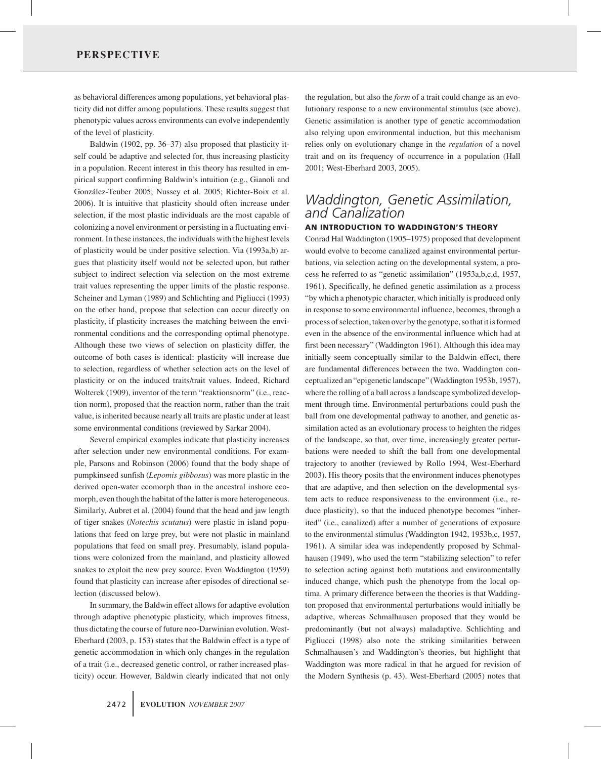as behavioral differences among populations, yet behavioral plasticity did not differ among populations. These results suggest that phenotypic values across environments can evolve independently of the level of plasticity.

Baldwin (1902, pp. 36–37) also proposed that plasticity itself could be adaptive and selected for, thus increasing plasticity in a population. Recent interest in this theory has resulted in empirical support confirming Baldwin's intuition (e.g., Gianoli and González-Teuber 2005; Nussey et al. 2005; Richter-Boix et al. 2006). It is intuitive that plasticity should often increase under selection, if the most plastic individuals are the most capable of colonizing a novel environment or persisting in a fluctuating environment. In these instances, the individuals with the highest levels of plasticity would be under positive selection. Via (1993a,b) argues that plasticity itself would not be selected upon, but rather subject to indirect selection via selection on the most extreme trait values representing the upper limits of the plastic response. Scheiner and Lyman (1989) and Schlichting and Pigliucci (1993) on the other hand, propose that selection can occur directly on plasticity, if plasticity increases the matching between the environmental conditions and the corresponding optimal phenotype. Although these two views of selection on plasticity differ, the outcome of both cases is identical: plasticity will increase due to selection, regardless of whether selection acts on the level of plasticity or on the induced traits/trait values. Indeed, Richard Wolterek (1909), inventor of the term "reaktionsnorm" (i.e., reaction norm), proposed that the reaction norm, rather than the trait value, is inherited because nearly all traits are plastic under at least some environmental conditions (reviewed by Sarkar 2004).

Several empirical examples indicate that plasticity increases after selection under new environmental conditions. For example, Parsons and Robinson (2006) found that the body shape of pumpkinseed sunfish (*Lepomis gibbosus*) was more plastic in the derived open-water ecomorph than in the ancestral inshore ecomorph, even though the habitat of the latter is more heterogeneous. Similarly, Aubret et al. (2004) found that the head and jaw length of tiger snakes (*Notechis scutatus*) were plastic in island populations that feed on large prey, but were not plastic in mainland populations that feed on small prey. Presumably, island populations were colonized from the mainland, and plasticity allowed snakes to exploit the new prey source. Even Waddington (1959) found that plasticity can increase after episodes of directional selection (discussed below).

In summary, the Baldwin effect allows for adaptive evolution through adaptive phenotypic plasticity, which improves fitness, thus dictating the course of future neo-Darwinian evolution. West-Eberhard (2003, p. 153) states that the Baldwin effect is a type of genetic accommodation in which only changes in the regulation of a trait (i.e., decreased genetic control, or rather increased plasticity) occur. However, Baldwin clearly indicated that not only the regulation, but also the *form* of a trait could change as an evolutionary response to a new environmental stimulus (see above). Genetic assimilation is another type of genetic accommodation also relying upon environmental induction, but this mechanism relies only on evolutionary change in the *regulation* of a novel trait and on its frequency of occurrence in a population (Hall 2001; West-Eberhard 2003, 2005).

## *Waddington, Genetic Assimilation, and Canalization*

### AN INTRODUCTION TO WADDINGTON'S THEORY

Conrad Hal Waddington (1905–1975) proposed that development would evolve to become canalized against environmental perturbations, via selection acting on the developmental system, a process he referred to as "genetic assimilation" (1953a,b,c,d, 1957, 1961). Specifically, he defined genetic assimilation as a process "by which a phenotypic character, which initially is produced only in response to some environmental influence, becomes, through a process of selection, taken over by the genotype, so that it is formed even in the absence of the environmental influence which had at first been necessary" (Waddington 1961). Although this idea may initially seem conceptually similar to the Baldwin effect, there are fundamental differences between the two. Waddington conceptualized an "epigenetic landscape" (Waddington 1953b, 1957), where the rolling of a ball across a landscape symbolized development through time. Environmental perturbations could push the ball from one developmental pathway to another, and genetic assimilation acted as an evolutionary process to heighten the ridges of the landscape, so that, over time, increasingly greater perturbations were needed to shift the ball from one developmental trajectory to another (reviewed by Rollo 1994, West-Eberhard 2003). His theory posits that the environment induces phenotypes that are adaptive, and then selection on the developmental system acts to reduce responsiveness to the environment (i.e., reduce plasticity), so that the induced phenotype becomes "inherited" (i.e., canalized) after a number of generations of exposure to the environmental stimulus (Waddington 1942, 1953b,c, 1957, 1961). A similar idea was independently proposed by Schmalhausen (1949), who used the term "stabilizing selection" to refer to selection acting against both mutations and environmentally induced change, which push the phenotype from the local optima. A primary difference between the theories is that Waddington proposed that environmental perturbations would initially be adaptive, whereas Schmalhausen proposed that they would be predominantly (but not always) maladaptive. Schlichting and Pigliucci (1998) also note the striking similarities between Schmalhausen's and Waddington's theories, but highlight that Waddington was more radical in that he argued for revision of the Modern Synthesis (p. 43). West-Eberhard (2005) notes that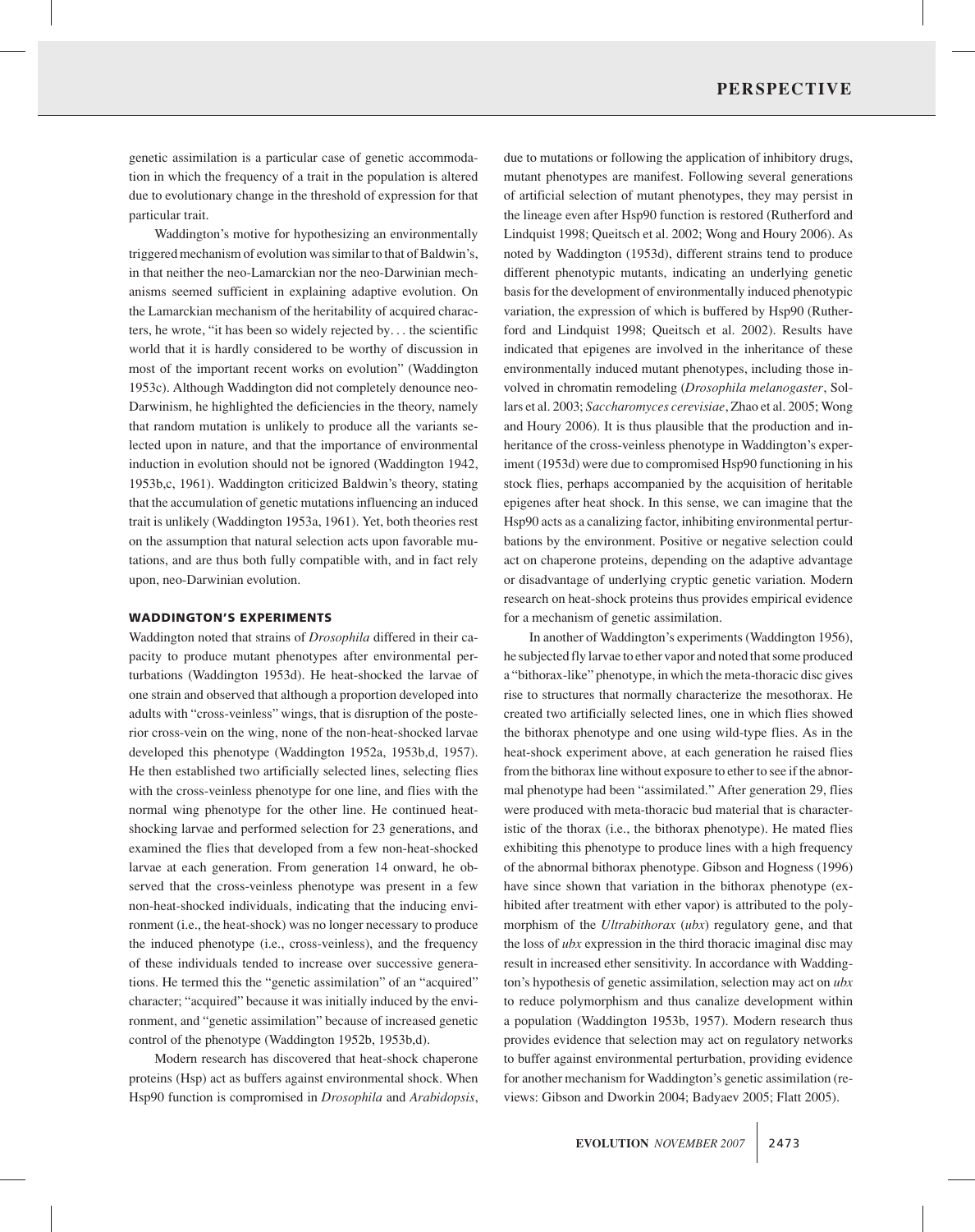genetic assimilation is a particular case of genetic accommodation in which the frequency of a trait in the population is altered due to evolutionary change in the threshold of expression for that particular trait.

Waddington's motive for hypothesizing an environmentally triggered mechanism of evolution was similar to that of Baldwin's, in that neither the neo-Lamarckian nor the neo-Darwinian mechanisms seemed sufficient in explaining adaptive evolution. On the Lamarckian mechanism of the heritability of acquired characters, he wrote, "it has been so widely rejected by. . . the scientific world that it is hardly considered to be worthy of discussion in most of the important recent works on evolution" (Waddington 1953c). Although Waddington did not completely denounce neo-Darwinism, he highlighted the deficiencies in the theory, namely that random mutation is unlikely to produce all the variants selected upon in nature, and that the importance of environmental induction in evolution should not be ignored (Waddington 1942, 1953b,c, 1961). Waddington criticized Baldwin's theory, stating that the accumulation of genetic mutations influencing an induced trait is unlikely (Waddington 1953a, 1961). Yet, both theories rest on the assumption that natural selection acts upon favorable mutations, and are thus both fully compatible with, and in fact rely upon, neo-Darwinian evolution.

## WADDINGTON'S EXPERIMENTS

Waddington noted that strains of *Drosophila* differed in their capacity to produce mutant phenotypes after environmental perturbations (Waddington 1953d). He heat-shocked the larvae of one strain and observed that although a proportion developed into adults with "cross-veinless" wings, that is disruption of the posterior cross-vein on the wing, none of the non-heat-shocked larvae developed this phenotype (Waddington 1952a, 1953b,d, 1957). He then established two artificially selected lines, selecting flies with the cross-veinless phenotype for one line, and flies with the normal wing phenotype for the other line. He continued heat-shocking larvae and performed selection for 23 generations, and examined the flies that developed from a few non-heat-shocked larvae at each generation. From generation 14 onward, he observed that the cross-veinless phenotype was present in a few non-heat-shocked individuals, indicating that the inducing environment (i.e., the heat-shock) was no longer necessary to produce the induced phenotype (i.e., cross-veinless), and the frequency of these individuals tended to increase over successive generations. He termed this the "genetic assimilation" of an "acquired" character; "acquired" because it was initially induced by the environment, and "genetic assimilation" because of increased genetic control of the phenotype (Waddington 1952b, 1953b,d).

Modern research has discovered that heat-shock chaperone proteins (Hsp) act as buffers against environmental shock. When Hsp90 function is compromised in *Drosophila* and *Arabidopsis*, due to mutations or following the application of inhibitory drugs, mutant phenotypes are manifest. Following several generations of artificial selection of mutant phenotypes, they may persist in the lineage even after Hsp90 function is restored (Rutherford and Lindquist 1998; Queitsch et al. 2002; Wong and Houry 2006). As noted by Waddington (1953d), different strains tend to produce different phenotypic mutants, indicating an underlying genetic basis for the development of environmentally induced phenotypic variation, the expression of which is buffered by Hsp90 (Rutherford and Lindquist 1998; Queitsch et al. 2002). Results have indicated that epigenes are involved in the inheritance of these environmentally induced mutant phenotypes, including those involved in chromatin remodeling (*Drosophila melanogaster*, Sollars et al. 2003; *Saccharomyces cerevisiae*, Zhao et al. 2005; Wong and Houry 2006). It is thus plausible that the production and inheritance of the cross-veinless phenotype in Waddington's experiment (1953d) were due to compromised Hsp90 functioning in his stock flies, perhaps accompanied by the acquisition of heritable epigenes after heat shock. In this sense, we can imagine that the Hsp90 acts as a canalizing factor, inhibiting environmental perturbations by the environment. Positive or negative selection could act on chaperone proteins, depending on the adaptive advantage or disadvantage of underlying cryptic genetic variation. Modern research on heat-shock proteins thus provides empirical evidence for a mechanism of genetic assimilation.

In another of Waddington's experiments (Waddington 1956), he subjected fly larvae to ether vapor and noted that some produced a "bithorax-like" phenotype, in which the meta-thoracic disc gives rise to structures that normally characterize the mesothorax. He created two artificially selected lines, one in which flies showed the bithorax phenotype and one using wild-type flies. As in the heat-shock experiment above, at each generation he raised flies from the bithorax line without exposure to ether to see if the abnormal phenotype had been "assimilated." After generation 29, flies were produced with meta-thoracic bud material that is characteristic of the thorax (i.e., the bithorax phenotype). He mated flies exhibiting this phenotype to produce lines with a high frequency of the abnormal bithorax phenotype. Gibson and Hogness (1996) have since shown that variation in the bithorax phenotype (exhibited after treatment with ether vapor) is attributed to the polymorphism of the *Ultrabithorax* (*ubx*) regulatory gene, and that the loss of *ubx* expression in the third thoracic imaginal disc may result in increased ether sensitivity. In accordance with Waddington's hypothesis of genetic assimilation, selection may act on *ubx* to reduce polymorphism and thus canalize development within a population (Waddington 1953b, 1957). Modern research thus provides evidence that selection may act on regulatory networks to buffer against environmental perturbation, providing evidence for another mechanism for Waddington's genetic assimilation (reviews: Gibson and Dworkin 2004; Badyaev 2005; Flatt 2005).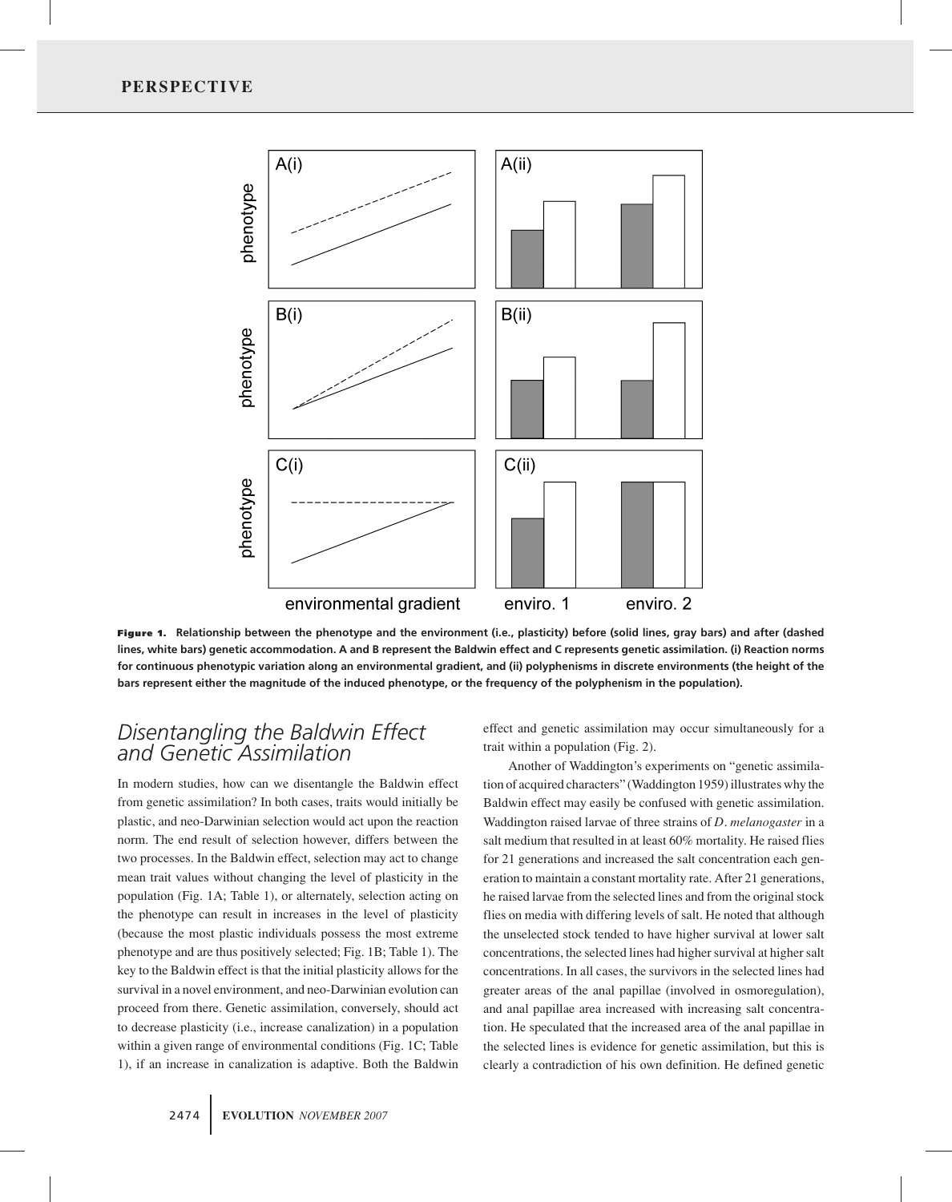A(i)

A(ii)

B(i)

B(ii)

C(i)

C(ii)

phenotype

phenotype

phenotype

environmental gradient

enviro. 1

enviro. 2

**Figure 1. Relationship between the phenotype and the environment (i.e., plasticity) before (solid lines, gray bars) and after (dashed lines, white bars) genetic accommodation. A and B represent the Baldwin effect and C represents genetic assimilation. (i) Reaction norms for continuous phenotypic variation along an environmental gradient, and (ii) polyphenisms in discrete environments (the height of the bars represent either the magnitude of the induced phenotype, or the frequency of the polyphenism in the population).**

## *Disentangling the Baldwin Effect and Genetic Assimilation*

In modern studies, how can we disentangle the Baldwin effect from genetic assimilation? In both cases, traits would initially be plastic, and neo-Darwinian selection would act upon the reaction norm. The end result of selection however, differs between the two processes. In the Baldwin effect, selection may act to change mean trait values without changing the level of plasticity in the population (Fig. 1A; Table 1), or alternately, selection acting on the phenotype can result in increases in the level of plasticity (because the most plastic individuals possess the most extreme phenotype and are thus positively selected; Fig. 1B; Table 1). The key to the Baldwin effect is that the initial plasticity allows for the survival in a novel environment, and neo-Darwinian evolution can proceed from there. Genetic assimilation, conversely, should act to decrease plasticity (i.e., increase canalization) in a population within a given range of environmental conditions (Fig. 1C; Table 1), if an increase in canalization is adaptive. Both the Baldwin effect and genetic assimilation may occur simultaneously for a trait within a population (Fig. 2).

Another of Waddington's experiments on "genetic assimilation of acquired characters" (Waddington 1959) illustrates why the Baldwin effect may easily be confused with genetic assimilation. Waddington raised larvae of three strains of *D. melanogaster* in a salt medium that resulted in at least 60% mortality. He raised flies for 21 generations and increased the salt concentration each generation to maintain a constant mortality rate. After 21 generations, he raised larvae from the selected lines and from the original stock flies on media with differing levels of salt. He noted that although the unselected stock tended to have higher survival at lower salt concentrations, the selected lines had higher survival at higher salt concentrations. In all cases, the survivors in the selected lines had greater areas of the anal papillae (involved in osmoregulation), and anal papillae area increased with increasing salt concentration. He speculated that the increased area of the anal papillae in the selected lines is evidence for genetic assimilation, but this is clearly a contradiction of his own definition. He defined genetic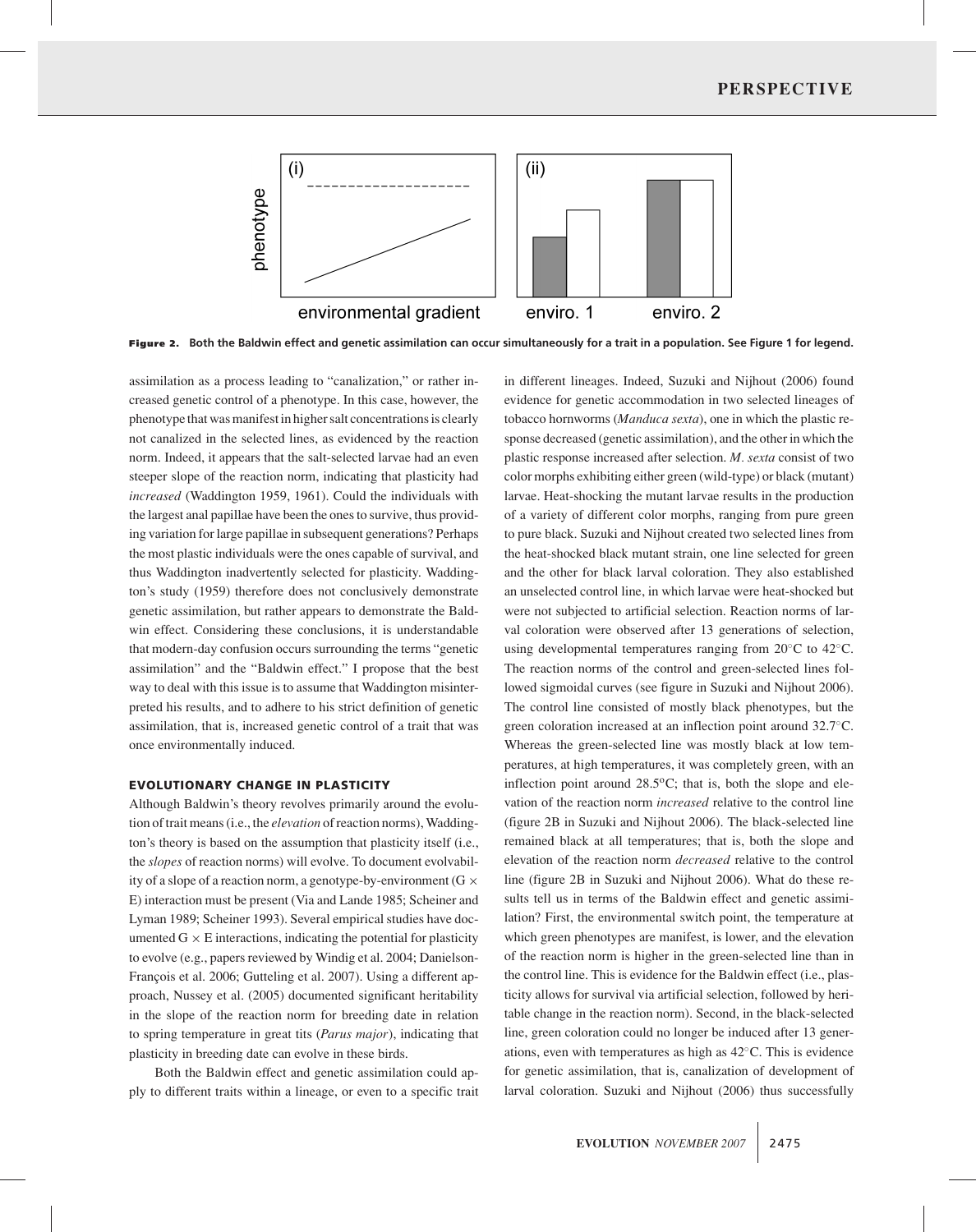![Figure 2](figure)

(i)

(ii)

phenotype

environmental gradient

enviro. 1

enviro. 2

**Figure 2.** **Both the Baldwin effect and genetic assimilation can occur simultaneously for a trait in a population. See Figure 1 for legend.**

assimilation as a process leading to "canalization," or rather increased genetic control of a phenotype. In this case, however, the phenotype that was manifest in higher salt concentrations is clearly not canalized in the selected lines, as evidenced by the reaction norm. Indeed, it appears that the salt-selected larvae had an even steeper slope of the reaction norm, indicating that plasticity had *increased* (Waddington 1959, 1961). Could the individuals with the largest anal papillae have been the ones to survive, thus providing variation for large papillae in subsequent generations? Perhaps the most plastic individuals were the ones capable of survival, and thus Waddington inadvertently selected for plasticity. Waddington's study (1959) therefore does not conclusively demonstrate genetic assimilation, but rather appears to demonstrate the Baldwin effect. Considering these conclusions, it is understandable that modern-day confusion occurs surrounding the terms "genetic assimilation" and the "Baldwin effect." I propose that the best way to deal with this issue is to assume that Waddington misinterpreted his results, and to adhere to his strict definition of genetic assimilation, that is, increased genetic control of a trait that was once environmentally induced.

### EVOLUTIONARY CHANGE IN PLASTICITY

Although Baldwin's theory revolves primarily around the evolution of trait means (i.e., the *elevation* of reaction norms), Waddington's theory is based on the assumption that plasticity itself (i.e., the *slopes* of reaction norms) will evolve. To document evolvability of a slope of a reaction norm, a genotype-by-environment ($G \times E$) interaction must be present (Via and Lande 1985; Scheiner and Lyman 1989; Scheiner 1993). Several empirical studies have documented $G \times E$ interactions, indicating the potential for plasticity to evolve (e.g., papers reviewed by Windig et al. 2004; Danielson-François et al. 2006; Gutteling et al. 2007). Using a different approach, Nussey et al. (2005) documented significant heritability in the slope of the reaction norm for breeding date in relation to spring temperature in great tits (*Parus major*), indicating that plasticity in breeding date can evolve in these birds.

Both the Baldwin effect and genetic assimilation could apply to different traits within a lineage, or even to a specific trait in different lineages. Indeed, Suzuki and Nijhout (2006) found evidence for genetic accommodation in two selected lineages of tobacco hornworms (*Manduca sexta*), one in which the plastic response decreased (genetic assimilation), and the other in which the plastic response increased after selection. *M. sexta* consist of two color morphs exhibiting either green (wild-type) or black (mutant) larvae. Heat-shocking the mutant larvae results in the production of a variety of different color morphs, ranging from pure green to pure black. Suzuki and Nijhout created two selected lines from the heat-shocked black mutant strain, one line selected for green and the other for black larval coloration. They also established an unselected control line, in which larvae were heat-shocked but were not subjected to artificial selection. Reaction norms of larval coloration were observed after 13 generations of selection, using developmental temperatures ranging from 20°C to 42°C. The reaction norms of the control and green-selected lines followed sigmoidal curves (see figure in Suzuki and Nijhout 2006). The control line consisted of mostly black phenotypes, but the green coloration increased at an inflection point around 32.7°C. Whereas the green-selected line was mostly black at low temperatures, at high temperatures, it was completely green, with an inflection point around 28.5°C; that is, both the slope and elevation of the reaction norm *increased* relative to the control line (figure 2B in Suzuki and Nijhout 2006). The black-selected line remained black at all temperatures; that is, both the slope and elevation of the reaction norm *decreased* relative to the control line (figure 2B in Suzuki and Nijhout 2006). What do these results tell us in terms of the Baldwin effect and genetic assimilation? First, the environmental switch point, the temperature at which green phenotypes are manifest, is lower, and the elevation of the reaction norm is higher in the green-selected line than in the control line. This is evidence for the Baldwin effect (i.e., plasticity allows for survival via artificial selection, followed by heritable change in the reaction norm). Second, in the black-selected line, green coloration could no longer be induced after 13 generations, even with temperatures as high as 42°C. This is evidence for genetic assimilation, that is, canalization of development of larval coloration. Suzuki and Nijhout (2006) thus successfully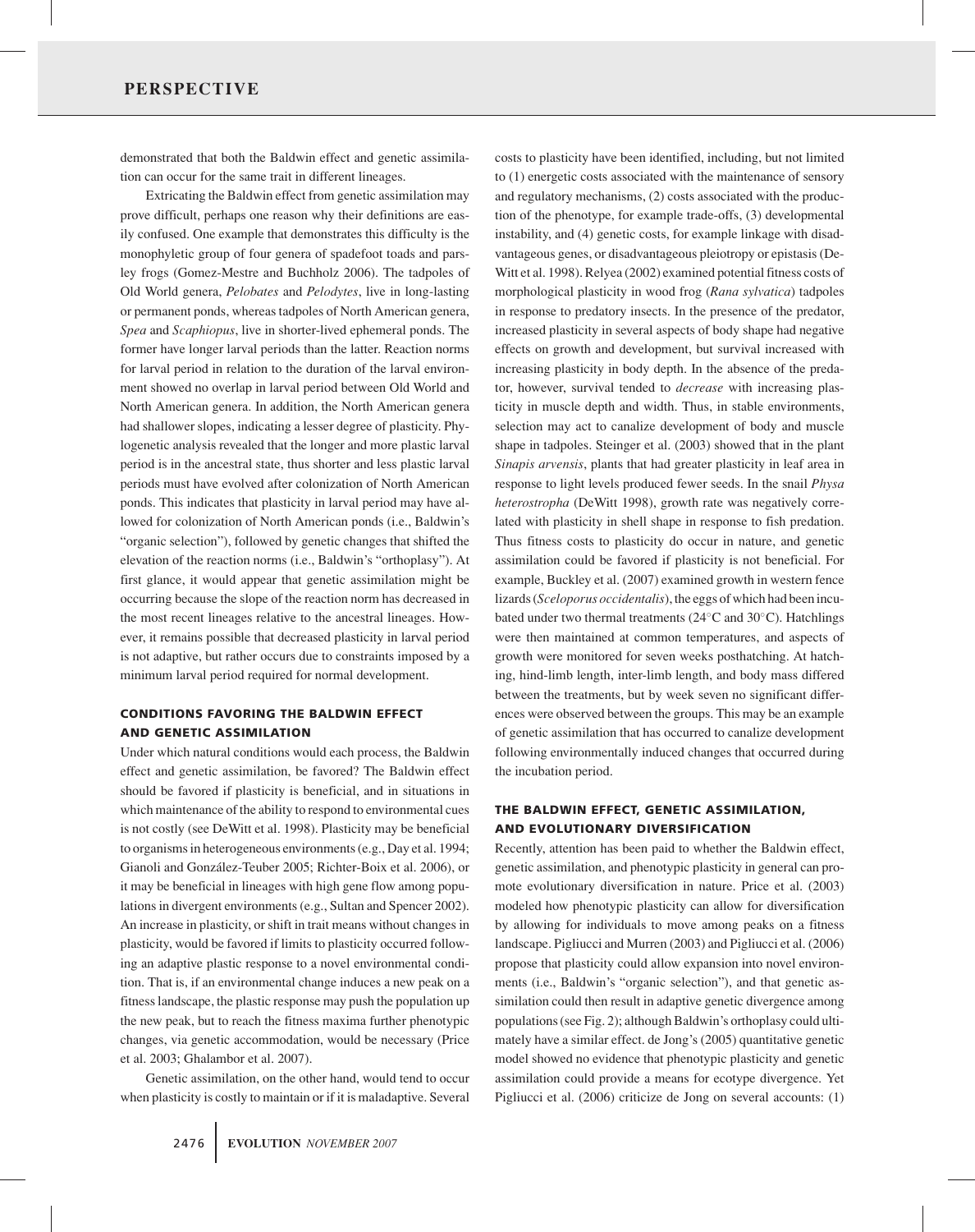demonstrated that both the Baldwin effect and genetic assimilation can occur for the same trait in different lineages.

Extricating the Baldwin effect from genetic assimilation may prove difficult, perhaps one reason why their definitions are easily confused. One example that demonstrates this difficulty is the monophyletic group of four genera of spadefoot toads and parsley frogs (Gomez-Mestre and Buchholz 2006). The tadpoles of Old World genera, *Pelobates* and *Pelodytes*, live in long-lasting or permanent ponds, whereas tadpoles of North American genera, *Spea* and *Scaphiopus*, live in shorter-lived ephemeral ponds. The former have longer larval periods than the latter. Reaction norms for larval period in relation to the duration of the larval environment showed no overlap in larval period between Old World and North American genera. In addition, the North American genera had shallower slopes, indicating a lesser degree of plasticity. Phylogenetic analysis revealed that the longer and more plastic larval period is in the ancestral state, thus shorter and less plastic larval periods must have evolved after colonization of North American ponds. This indicates that plasticity in larval period may have allowed for colonization of North American ponds (i.e., Baldwin's "organic selection"), followed by genetic changes that shifted the elevation of the reaction norms (i.e., Baldwin's "orthoplasy"). At first glance, it would appear that genetic assimilation might be occurring because the slope of the reaction norm has decreased in the most recent lineages relative to the ancestral lineages. However, it remains possible that decreased plasticity in larval period is not adaptive, but rather occurs due to constraints imposed by a minimum larval period required for normal development.

## CONDITIONS FAVORING THE BALDWIN EFFECT AND GENETIC ASSIMILATION

Under which natural conditions would each process, the Baldwin effect and genetic assimilation, be favored? The Baldwin effect should be favored if plasticity is beneficial, and in situations in which maintenance of the ability to respond to environmental cues is not costly (see DeWitt et al. 1998). Plasticity may be beneficial to organisms in heterogeneous environments (e.g., Day et al. 1994; Gianoli and González-Teuber 2005; Richter-Boix et al. 2006), or it may be beneficial in lineages with high gene flow among populations in divergent environments (e.g., Sultan and Spencer 2002). An increase in plasticity, or shift in trait means without changes in plasticity, would be favored if limits to plasticity occurred following an adaptive plastic response to a novel environmental condition. That is, if an environmental change induces a new peak on a fitness landscape, the plastic response may push the population up the new peak, but to reach the fitness maxima further phenotypic changes, via genetic accommodation, would be necessary (Price et al. 2003; Ghalambor et al. 2007).

Genetic assimilation, on the other hand, would tend to occur when plasticity is costly to maintain or if it is maladaptive. Several costs to plasticity have been identified, including, but not limited to (1) energetic costs associated with the maintenance of sensory and regulatory mechanisms, (2) costs associated with the production of the phenotype, for example trade-offs, (3) developmental instability, and (4) genetic costs, for example linkage with disadvantageous genes, or disadvantageous pleiotropy or epistasis (DeWitt et al. 1998). Relyea (2002) examined potential fitness costs of morphological plasticity in wood frog (*Rana sylvatica*) tadpoles in response to predatory insects. In the presence of the predator, increased plasticity in several aspects of body shape had negative effects on growth and development, but survival increased with increasing plasticity in body depth. In the absence of the predator, however, survival tended to *decrease* with increasing plasticity in muscle depth and width. Thus, in stable environments, selection may act to canalize development of body and muscle shape in tadpoles. Steinger et al. (2003) showed that in the plant *Sinapis arvensis*, plants that had greater plasticity in leaf area in response to light levels produced fewer seeds. In the snail *Physa heterostropha* (DeWitt 1998), growth rate was negatively correlated with plasticity in shell shape in response to fish predation. Thus fitness costs to plasticity do occur in nature, and genetic assimilation could be favored if plasticity is not beneficial. For example, Buckley et al. (2007) examined growth in western fence lizards (*Sceloporus occidentalis*), the eggs of which had been incubated under two thermal treatments (24°C and 30°C). Hatchlings were then maintained at common temperatures, and aspects of growth were monitored for seven weeks posthatching. At hatching, hind-limb length, inter-limb length, and body mass differed between the treatments, but by week seven no significant differences were observed between the groups. This may be an example of genetic assimilation that has occurred to canalize development following environmentally induced changes that occurred during the incubation period.

## THE BALDWIN EFFECT, GENETIC ASSIMILATION, AND EVOLUTIONARY DIVERSIFICATION

Recently, attention has been paid to whether the Baldwin effect, genetic assimilation, and phenotypic plasticity in general can promote evolutionary diversification in nature. Price et al. (2003) modeled how phenotypic plasticity can allow for diversification by allowing for individuals to move among peaks on a fitness landscape. Pigliucci and Murren (2003) and Pigliucci et al. (2006) propose that plasticity could allow expansion into novel environments (i.e., Baldwin's "organic selection"), and that genetic assimilation could then result in adaptive genetic divergence among populations (see Fig. 2); although Baldwin's orthoplasy could ultimately have a similar effect. de Jong's (2005) quantitative genetic model showed no evidence that phenotypic plasticity and genetic assimilation could provide a means for ecotype divergence. Yet Pigliucci et al. (2006) criticize de Jong on several accounts: (1)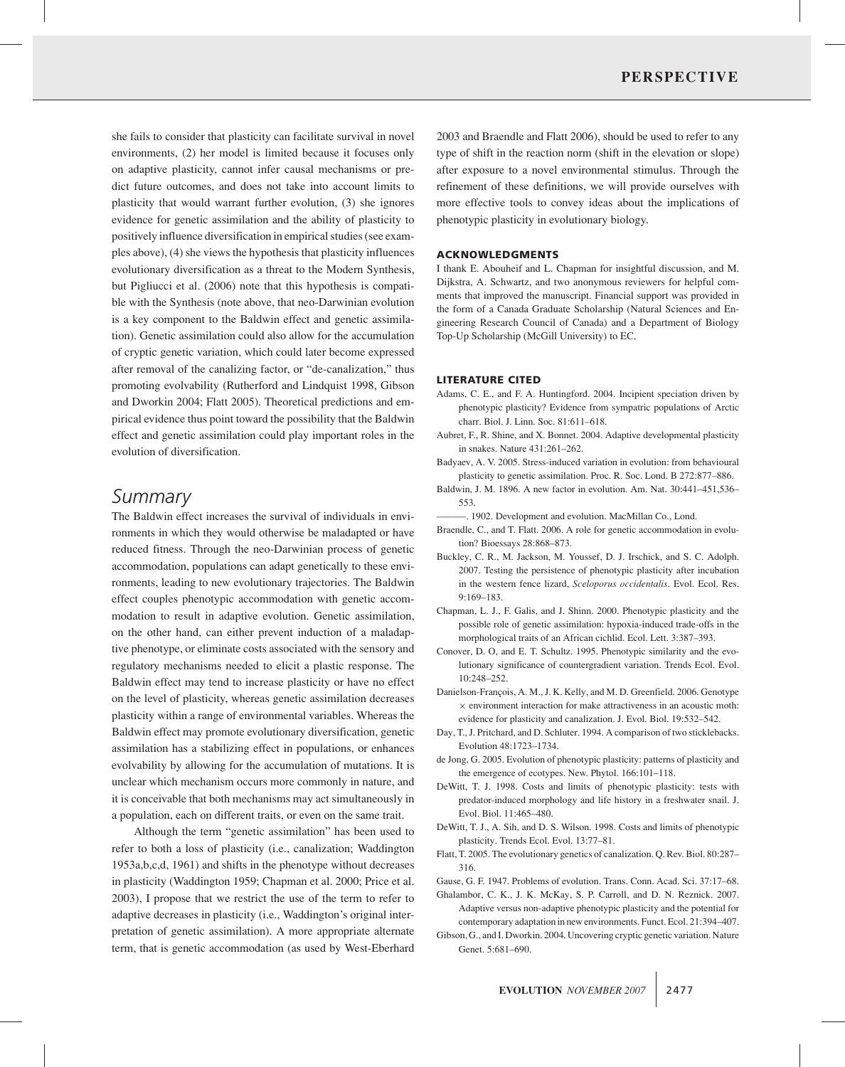she fails to consider that plasticity can facilitate survival in novel environments, (2) her model is limited because it focuses only on adaptive plasticity, cannot infer causal mechanisms or predict future outcomes, and does not take into account limits to plasticity that would warrant further evolution, (3) she ignores evidence for genetic assimilation and the ability of plasticity to positively influence diversification in empirical studies (see examples above), (4) she views the hypothesis that plasticity influences evolutionary diversification as a threat to the Modern Synthesis, but Pigliucci et al. (2006) note that this hypothesis is compatible with the Synthesis (note above, that neo-Darwinian evolution is a key component to the Baldwin effect and genetic assimilation). Genetic assimilation could also allow for the accumulation of cryptic genetic variation, which could later become expressed after removal of the canalizing factor, or "de-canalization," thus promoting evolvability (Rutherford and Lindquist 1998, Gibson and Dworkin 2004; Flatt 2005). Theoretical predictions and empirical evidence thus point toward the possibility that the Baldwin effect and genetic assimilation could play important roles in the evolution of diversification.

## Summary

The Baldwin effect increases the survival of individuals in environments in which they would otherwise be maladapted or have reduced fitness. Through the neo-Darwinian process of genetic accommodation, populations can adapt genetically to these environments, leading to new evolutionary trajectories. The Baldwin effect couples phenotypic accommodation with genetic accommodation to result in adaptive evolution. Genetic assimilation, on the other hand, can either prevent induction of a maladaptive phenotype, or eliminate costs associated with the sensory and regulatory mechanisms needed to elicit a plastic response. The Baldwin effect may tend to increase plasticity or have no effect on the level of plasticity, whereas genetic assimilation decreases plasticity within a range of environmental variables. Whereas the Baldwin effect may promote evolutionary diversification, genetic assimilation has a stabilizing effect in populations, or enhances evolvability by allowing for the accumulation of mutations. It is unclear which mechanism occurs more commonly in nature, and it is conceivable that both mechanisms may act simultaneously in a population, each on different traits, or even on the same trait.

Although the term "genetic assimilation" has been used to refer to both a loss of plasticity (i.e., canalization; Waddington 1953a,b,c,d, 1961) and shifts in the phenotype without decreases in plasticity (Waddington 1959; Chapman et al. 2000; Price et al. 2003), I propose that we restrict the use of the term to refer to adaptive decreases in plasticity (i.e., Waddington's original interpretation of genetic assimilation). A more appropriate alternate term, that is genetic accommodation (as used by West-Eberhard 2003 and Braendle and Flatt 2006), should be used to refer to any type of shift in the reaction norm (shift in the elevation or slope) after exposure to a novel environmental stimulus. Through the refinement of these definitions, we will provide ourselves with more effective tools to convey ideas about the implications of phenotypic plasticity in evolutionary biology.

### ACKNOWLEDGMENTS

I thank E. Abouheif and L. Chapman for insightful discussion, and M. Dijkstra, A. Schwartz, and two anonymous reviewers for helpful comments that improved the manuscript. Financial support was provided in the form of a Canada Graduate Scholarship (Natural Sciences and Engineering Research Council of Canada) and a Department of Biology Top-Up Scholarship (McGill University) to EC.

### LITERATURE CITED

Adams, C. E., and F. A. Huntingford. 2004. Incipient speciation driven by phenotypic plasticity? Evidence from sympatric populations of Arctic charr. Biol. J. Linn. Soc. 81:611–618.

Aubret, F., R. Shine, and X. Bonnet. 2004. Adaptive developmental plasticity in snakes. Nature 431:261–262.

Badyaev, A. V. 2005. Stress-induced variation in evolution: from behavioural plasticity to genetic assimilation. Proc. R. Soc. Lond. B 272:877–886.

Baldwin, J. M. 1896. A new factor in evolution. Am. Nat. 30:441–451,536–553.

———. 1902. Development and evolution. MacMillan Co., Lond.

Braendle, C., and T. Flatt. 2006. A role for genetic accommodation in evolution? Bioessays 28:868–873.

Buckley, C. R., M. Jackson, M. Youssef, D. J. Irschick, and S. C. Adolph. 2007. Testing the persistence of phenotypic plasticity after incubation in the western fence lizard, *Sceloporus occidentalis*. Evol. Ecol. Res. 9:169–183.

Chapman, L. J., F. Galis, and J. Shinn. 2000. Phenotypic plasticity and the possible role of genetic assimilation: hypoxia-induced trade-offs in the morphological traits of an African cichlid. Ecol. Lett. 3:387–393.

Conover, D. O, and E. T. Schultz. 1995. Phenotypic similarity and the evolutionary significance of countergradient variation. Trends Ecol. Evol. 10:248–252.

Danielson-François, A. M., J. K. Kelly, and M. D. Greenfield. 2006. Genotype × environment interaction for make attractiveness in an acoustic moth: evidence for plasticity and canalization. J. Evol. Biol. 19:532–542.

Day, T., J. Pritchard, and D. Schluter. 1994. A comparison of two sticklebacks. Evolution 48:1723–1734.

de Jong, G. 2005. Evolution of phenotypic plasticity: patterns of plasticity and the emergence of ecotypes. New. Phytol. 166:101–118.

DeWitt, T. J. 1998. Costs and limits of phenotypic plasticity: tests with predator-induced morphology and life history in a freshwater snail. J. Evol. Biol. 11:465–480.

DeWitt, T. J., A. Sih, and D. S. Wilson. 1998. Costs and limits of phenotypic plasticity. Trends Ecol. Evol. 13:77–81.

Flatt, T. 2005. The evolutionary genetics of canalization. Q. Rev. Biol. 80:287–316.

Gause, G. F. 1947. Problems of evolution. Trans. Conn. Acad. Sci. 37:17–68.

Ghalambor, C. K., J. K. McKay, S. P. Carroll, and D. N. Reznick. 2007. Adaptive versus non-adaptive phenotypic plasticity and the potential for contemporary adaptation in new environments. Funct. Ecol. 21:394–407.

Gibson, G., and I. Dworkin. 2004. Uncovering cryptic genetic variation. Nature Genet. 5:681–690.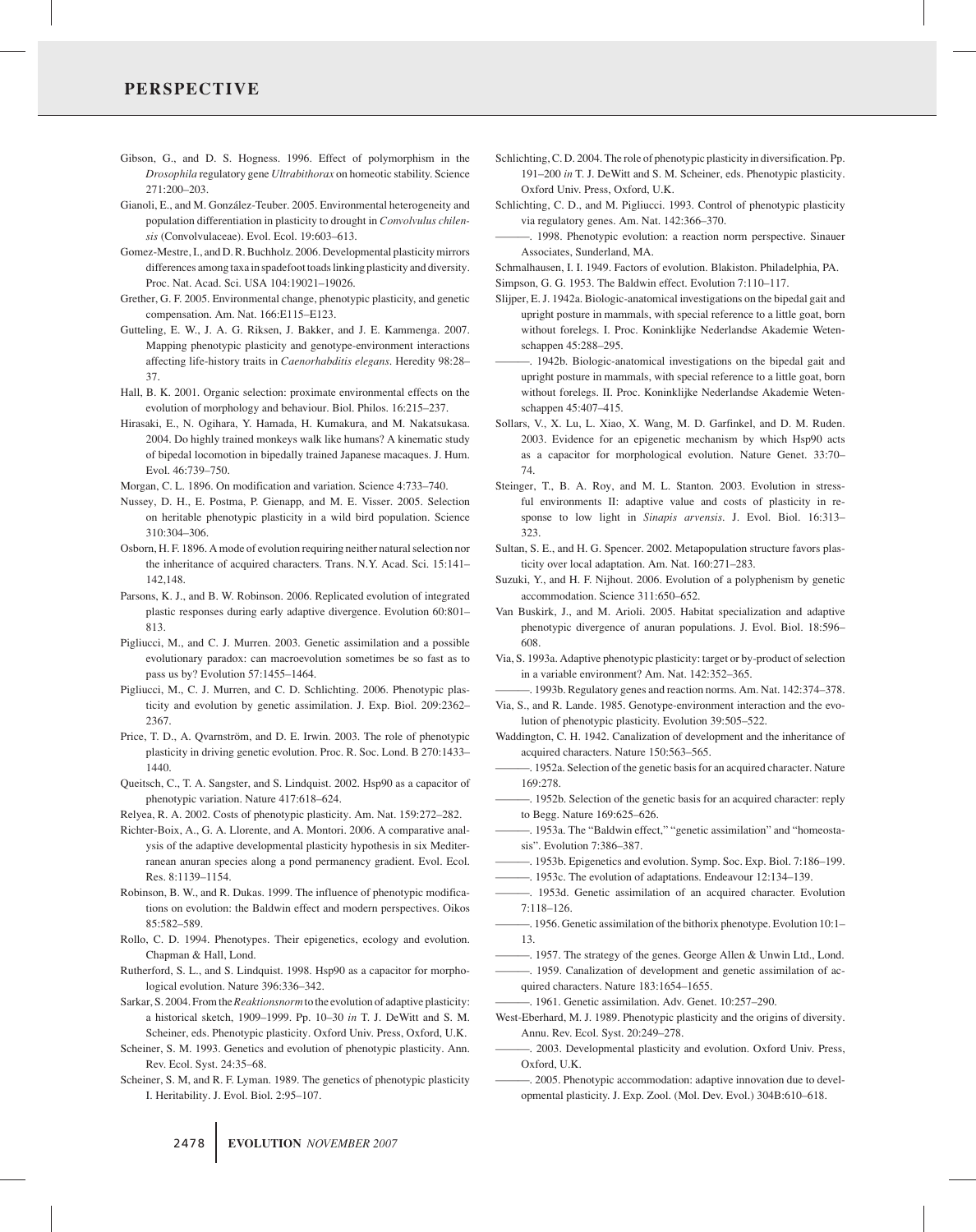Gibson, G., and D. S. Hogness. 1996. Effect of polymorphism in the *Drosophila* regulatory gene *Ultrabithorax* on homeotic stability. Science 271:200–203.

Gianoli, E., and M. González-Teuber. 2005. Environmental heterogeneity and population differentiation in plasticity to drought in *Convolvulus chilensis* (Convolvulaceae). Evol. Ecol. 19:603–613.

Gomez-Mestre, I., and D. R. Buchholz. 2006. Developmental plasticity mirrors differences among taxa in spadefoot toads linking plasticity and diversity. Proc. Nat. Acad. Sci. USA 104:19021–19026.

Grether, G. F. 2005. Environmental change, phenotypic plasticity, and genetic compensation. Am. Nat. 166:E115–E123.

Gutteling, E. W., J. A. G. Riksen, J. Bakker, and J. E. Kammenga. 2007. Mapping phenotypic plasticity and genotype-environment interactions affecting life-history traits in *Caenorhabditis elegans*. Heredity 98:28–37.

Hall, B. K. 2001. Organic selection: proximate environmental effects on the evolution of morphology and behaviour. Biol. Philos. 16:215–237.

Hirasaki, E., N. Ogihara, Y. Hamada, H. Kumakura, and M. Nakatsukasa. 2004. Do highly trained monkeys walk like humans? A kinematic study of bipedal locomotion in bipedally trained Japanese macaques. J. Hum. Evol. 46:739–750.

Morgan, C. L. 1896. On modification and variation. Science 4:733–740.

Nussey, D. H., E. Postma, P. Gienapp, and M. E. Visser. 2005. Selection on heritable phenotypic plasticity in a wild bird population. Science 310:304–306.

Osborn, H. F. 1896. A mode of evolution requiring neither natural selection nor the inheritance of acquired characters. Trans. N.Y. Acad. Sci. 15:141–142,148.

Parsons, K. J., and B. W. Robinson. 2006. Replicated evolution of integrated plastic responses during early adaptive divergence. Evolution 60:801–813.

Pigliucci, M., and C. J. Murren. 2003. Genetic assimilation and a possible evolutionary paradox: can macroevolution sometimes be so fast as to pass us by? Evolution 57:1455–1464.

Pigliucci, M., C. J. Murren, and C. D. Schlichting. 2006. Phenotypic plasticity and evolution by genetic assimilation. J. Exp. Biol. 209:2362–2367.

Price, T. D., A. Qvarnström, and D. E. Irwin. 2003. The role of phenotypic plasticity in driving genetic evolution. Proc. R. Soc. Lond. B 270:1433–1440.

Queitsch, C., T. A. Sangster, and S. Lindquist. 2002. Hsp90 as a capacitor of phenotypic variation. Nature 417:618–624.

Relyea, R. A. 2002. Costs of phenotypic plasticity. Am. Nat. 159:272–282.

Richter-Boix, A., G. A. Llorente, and A. Montori. 2006. A comparative analysis of the adaptive developmental plasticity hypothesis in six Mediterranean anuran species along a pond permanency gradient. Evol. Ecol. Res. 8:1139–1154.

Robinson, B. W., and R. Dukas. 1999. The influence of phenotypic modifications on evolution: the Baldwin effect and modern perspectives. Oikos 85:582–589.

Rollo, C. D. 1994. Phenotypes. Their epigenetics, ecology and evolution. Chapman & Hall, Lond.

Rutherford, S. L., and S. Lindquist. 1998. Hsp90 as a capacitor for morphological evolution. Nature 396:336–342.

Sarkar, S. 2004. From the *Reaktionsnorm* to the evolution of adaptive plasticity: a historical sketch, 1909–1999. Pp. 10–30 *in* T. J. DeWitt and S. M. Scheiner, eds. Phenotypic plasticity. Oxford Univ. Press, Oxford, U.K.

Scheiner, S. M. 1993. Genetics and evolution of phenotypic plasticity. Ann. Rev. Ecol. Syst. 24:35–68.

Scheiner, S. M, and R. F. Lyman. 1989. The genetics of phenotypic plasticity I. Heritability. J. Evol. Biol. 2:95–107.

Schlichting, C. D. 2004. The role of phenotypic plasticity in diversification. Pp. 191–200 *in* T. J. DeWitt and S. M. Scheiner, eds. Phenotypic plasticity. Oxford Univ. Press, Oxford, U.K.

Schlichting, C. D., and M. Pigliucci. 1993. Control of phenotypic plasticity via regulatory genes. Am. Nat. 142:366–370.

———. 1998. Phenotypic evolution: a reaction norm perspective. Sinauer Associates, Sunderland, MA.

Schmalhausen, I. I. 1949. Factors of evolution. Blakiston. Philadelphia, PA.

Simpson, G. G. 1953. The Baldwin effect. Evolution 7:110–117.

Slijper, E. J. 1942a. Biologic-anatomical investigations on the bipedal gait and upright posture in mammals, with special reference to a little goat, born without forelegs. I. Proc. Koninklijke Nederlandse Akademie Wetenschappen 45:288–295.

———. 1942b. Biologic-anatomical investigations on the bipedal gait and upright posture in mammals, with special reference to a little goat, born without forelegs. II. Proc. Koninklijke Nederlandse Akademie Wetenschappen 45:407–415.

Sollars, V., X. Lu, L. Xiao, X. Wang, M. D. Garfinkel, and D. M. Ruden. 2003. Evidence for an epigenetic mechanism by which Hsp90 acts as a capacitor for morphological evolution. Nature Genet. 33:70–74.

Steinger, T., B. A. Roy, and M. L. Stanton. 2003. Evolution in stressful environments II: adaptive value and costs of plasticity in response to low light in *Sinapis arvensis*. J. Evol. Biol. 16:313–323.

Sultan, S. E., and H. G. Spencer. 2002. Metapopulation structure favors plasticity over local adaptation. Am. Nat. 160:271–283.

Suzuki, Y., and H. F. Nijhout. 2006. Evolution of a polyphenism by genetic accommodation. Science 311:650–652.

Van Buskirk, J., and M. Arioli. 2005. Habitat specialization and adaptive phenotypic divergence of anuran populations. J. Evol. Biol. 18:596–608.

Via, S. 1993a. Adaptive phenotypic plasticity: target or by-product of selection in a variable environment? Am. Nat. 142:352–365.

———. 1993b. Regulatory genes and reaction norms. Am. Nat. 142:374–378.

Via, S., and R. Lande. 1985. Genotype-environment interaction and the evolution of phenotypic plasticity. Evolution 39:505–522.

Waddington, C. H. 1942. Canalization of development and the inheritance of acquired characters. Nature 150:563–565.

———. 1952a. Selection of the genetic basis for an acquired character. Nature 169:278.

———. 1952b. Selection of the genetic basis for an acquired character: reply to Begg. Nature 169:625–626.

———. 1953a. The "Baldwin effect," "genetic assimilation" and "homeostasis". Evolution 7:386–387.

———. 1953b. Epigenetics and evolution. Symp. Soc. Exp. Biol. 7:186–199.

———. 1953c. The evolution of adaptations. Endeavour 12:134–139.

———. 1953d. Genetic assimilation of an acquired character. Evolution 7:118–126.

———. 1956. Genetic assimilation of the bithorix phenotype. Evolution 10:1–13.

———. 1957. The strategy of the genes. George Allen & Unwin Ltd., Lond.

———. 1959. Canalization of development and genetic assimilation of acquired characters. Nature 183:1654–1655.

———. 1961. Genetic assimilation. Adv. Genet. 10:257–290.

West-Eberhard, M. J. 1989. Phenotypic plasticity and the origins of diversity. Annu. Rev. Ecol. Syst. 20:249–278.

———. 2003. Developmental plasticity and evolution. Oxford Univ. Press, Oxford, U.K.

———. 2005. Phenotypic accommodation: adaptive innovation due to developmental plasticity. J. Exp. Zool. (Mol. Dev. Evol.) 304B:610–618.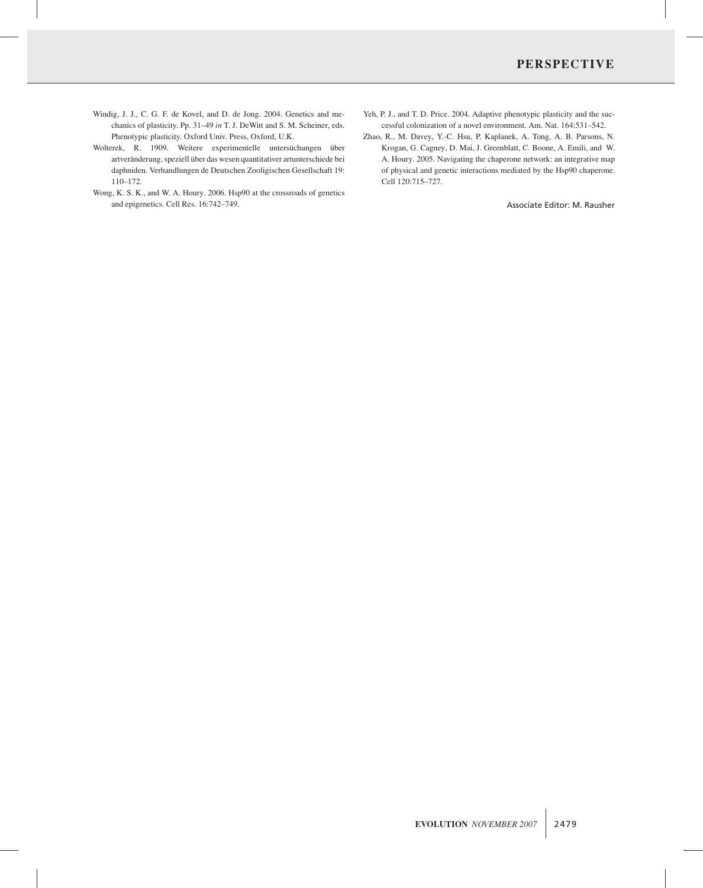Windig, J. J., C. G. F. de Kovel, and D. de Jong. 2004. Genetics and mechanics of plasticity. Pp. 31–49 *in* T. J. DeWitt and S. M. Scheiner, eds. Phenotypic plasticity. Oxford Univ. Press, Oxford, U.K.

Wolterek, R. 1909. Weitere experimentelle untersüchungen über artveränderung, speziell über das wesen quantitativer artunterschiede bei daphniden. Verhandlungen de Deutschen Zooligischen Gesellschaft 19: 110–172.

Wong, K. S. K., and W. A. Houry. 2006. Hsp90 at the crossroads of genetics and epigenetics. Cell Res. 16:742–749.

Yeh, P. J., and T. D. Price. 2004. Adaptive phenotypic plasticity and the successful colonization of a novel environment. Am. Nat. 164:531–542.

Zhao, R., M. Davey, Y.-C. Hsu, P. Kaplanek, A. Tong, A. B. Parsons, N. Krogan, G. Cagney, D. Mai, J. Greenblatt, C. Boone, A. Emili, and W. A. Houry. 2005. Navigating the chaperone network: an integrative map of physical and genetic interactions mediated by the Hsp90 chaperone. Cell 120:715–727.

Associate Editor: M. Rausher